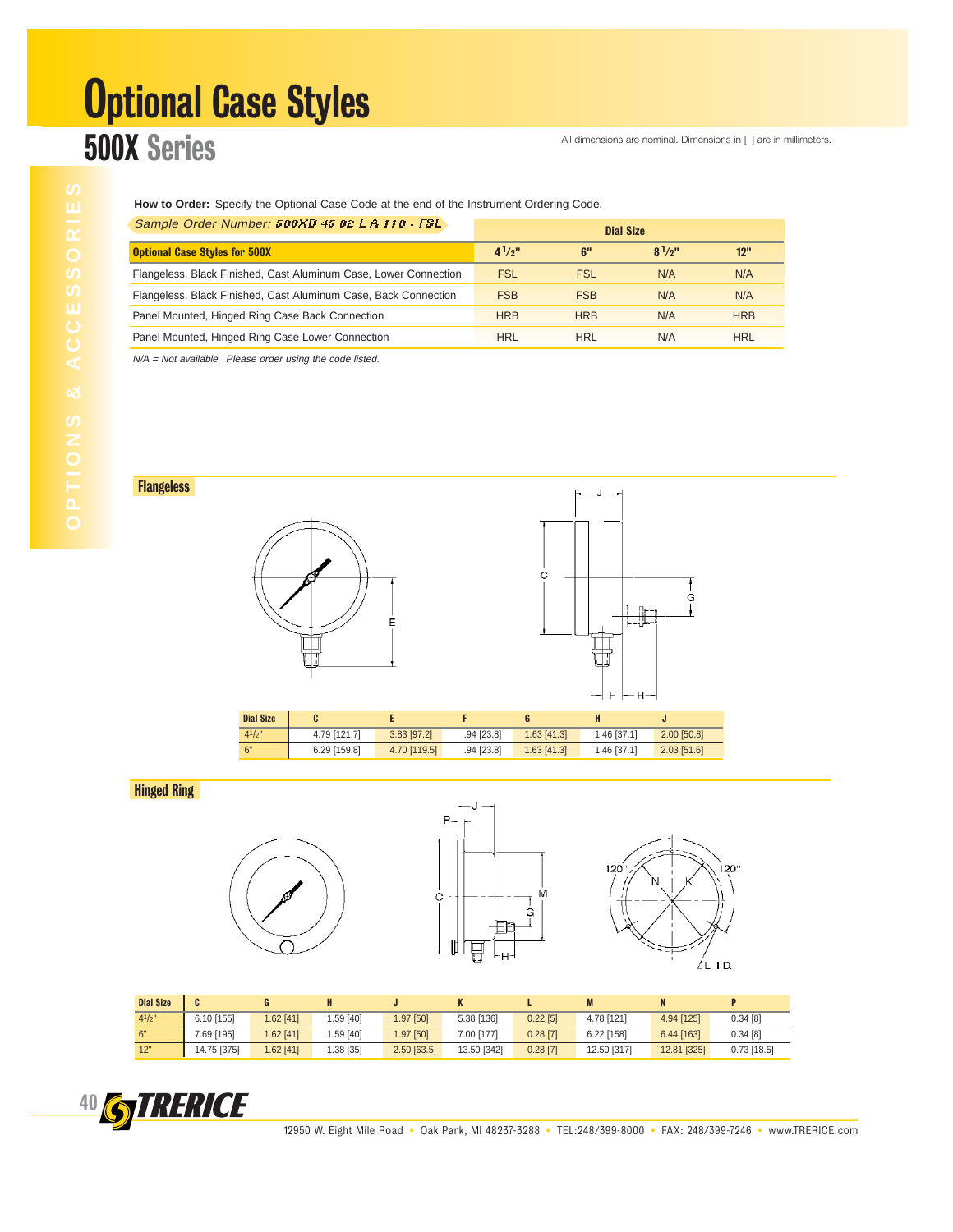# Optional Case Styles

## 500X Series

All dimensions are nominal. Dimensions in [ ] are in millimeters.

**How to Order:** Specify the Optional Case Code at the end of the Instrument Ordering Code.

*Sample Order Number: 500XB 45 02 L A 110 - FSL*

| Optional Case Styles for 500X | Dial Size | | | |
|---|---|---|---|---|
| | 4 1/2" | 6" | 8 1/2" | 12" |
| Flangeless, Black Finished, Cast Aluminum Case, Lower Connection | FSL | FSL | N/A | N/A |
| Flangeless, Black Finished, Cast Aluminum Case, Back Connection | FSB | FSB | N/A | N/A |
| Panel Mounted, Hinged Ring Case Back Connection | HRB | HRB | N/A | HRB |
| Panel Mounted, Hinged Ring Case Lower Connection | HRL | HRL | N/A | HRL |

*N/A = Not available. Please order using the code listed.*

### Flangeless

J
C
E
G
F
H

| Dial Size | C | E | F | G | H | J |
|---|---|---|---|---|---|---|
| 4 1/2" | 4.79 [121.7] | 3.83 [97.2] | .94 [23.8] | 1.63 [41.3] | 1.46 [37.1] | 2.00 [50.8] |
| 6" | 6.29 [159.8] | 4.70 [119.5] | .94 [23.8] | 1.63 [41.3] | 1.46 [37.1] | 2.03 [51.6] |

### Hinged Ring

P
J
C
M
G
H
120°
120°
N
K
L I.D.

| Dial Size | C | G | H | J | K | L | M | N | P |
|---|---|---|---|---|---|---|---|---|---|
| 4 1/2" | 6.10 [155] | 1.62 [41] | 1.59 [40] | 1.97 [50] | 5.38 [136] | 0.22 [5] | 4.78 [121] | 4.94 [125] | 0.34 [8] |
| 6" | 7.69 [195] | 1.62 [41] | 1.59 [40] | 1.97 [50] | 7.00 [177] | 0.28 [7] | 6.22 [158] | 6.44 [163] | 0.34 [8] |
| 12" | 14.75 [375] | 1.62 [41] | 1.38 [35] | 2.50 [63.5] | 13.50 [342] | 0.28 [7] | 12.50 [317] | 12.81 [325] | 0.73 [18.5] |

TRERICE

12950 W. Eight Mile Road • Oak Park, MI 48237-3288 • TEL:248/399-8000 • FAX: 248/399-7246 • www.TRERICE.com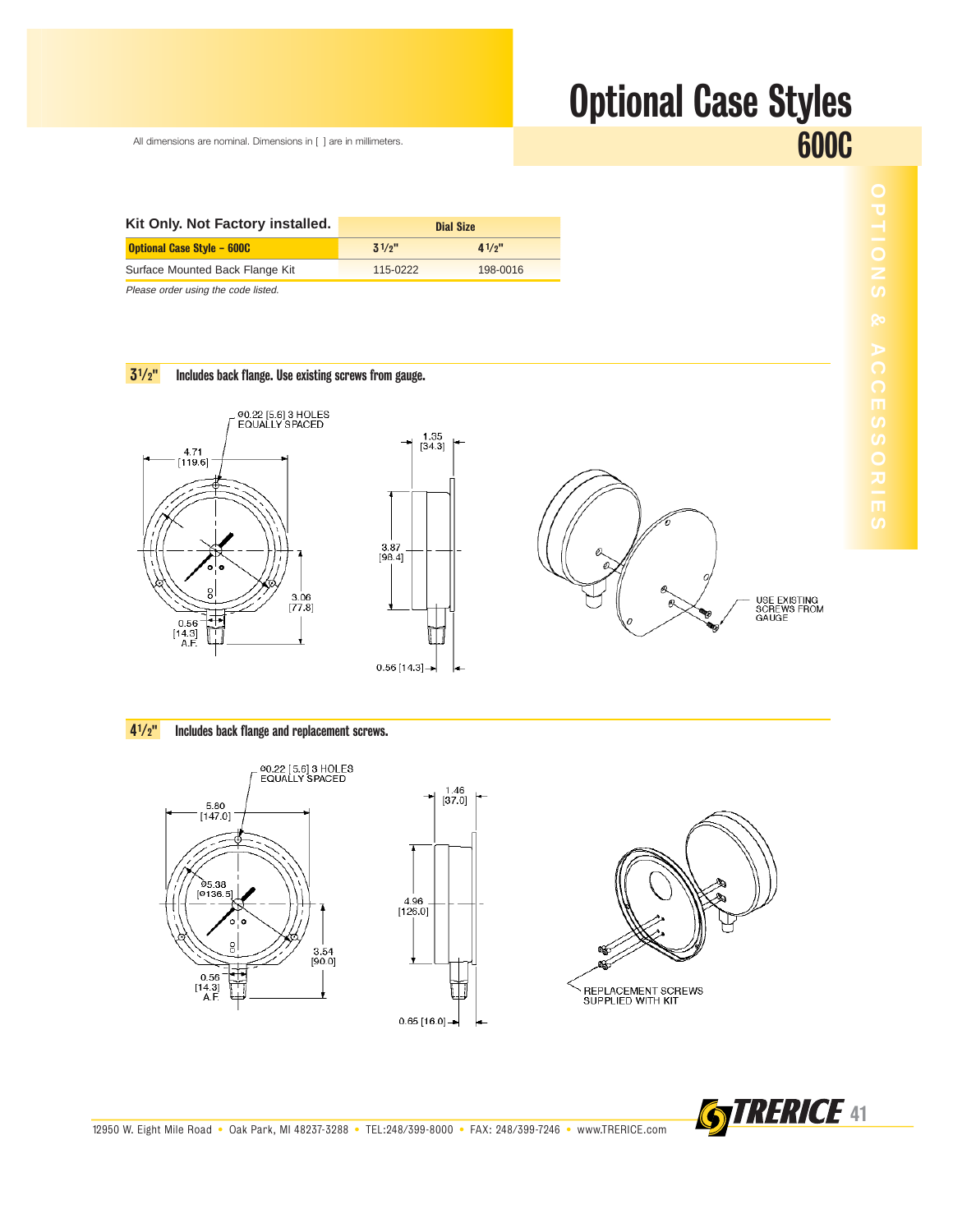# Optional Case Styles
## 600C

All dimensions are nominal. Dimensions in [ ] are in millimeters.

| Kit Only. Not Factory installed. | Dial Size | |
|---|---|---|
| **Optional Case Style – 600C** | **3 1/2"** | **4 1/2"** |
| Surface Mounted Back Flange Kit | 115-0222 | 198-0016 |

*Please order using the code listed.*

**3 1/2"** **Includes back flange. Use existing screws from gauge.**

Ø0.22 [5.6] 3 HOLES EQUALLY SPACED
4.71 [119.6]
3.06 [77.8]
0.56 [14.3] A.F.
1.35 [34.3]
3.87 [98.4]
0.56 [14.3]
USE EXISTING SCREWS FROM GAUGE

**4 1/2"** **Includes back flange and replacement screws.**

Ø0.22 [5.6] 3 HOLES EQUALLY SPACED
5.80 [147.0]
Ø5.38 [Ø136.5]
3.54 [90.0]
0.56 [14.3] A.F.
1.46 [37.0]
4.96 [126.0]
0.65 [16.0]
REPLACEMENT SCREWS SUPPLIED WITH KIT

OPTIONS & ACCESSORIES

12950 W. Eight Mile Road • Oak Park, MI 48237-3288 • TEL:248/399-8000 • FAX: 248/399-7246 • www.TRERICE.com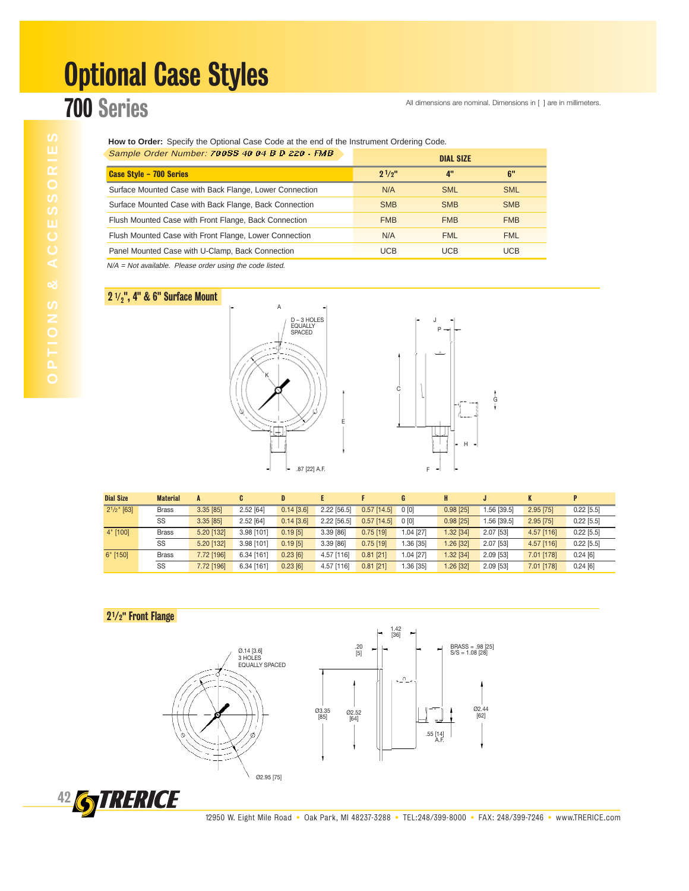# Optional Case Styles

## 700 Series

All dimensions are nominal. Dimensions in [ ] are in millimeters.

**How to Order:** Specify the Optional Case Code at the end of the Instrument Ordering Code.

*Sample Order Number: 700SS 40 04 B D 220 - FMB*

| Case Style – 700 Series | DIAL SIZE 2 1/2" | 4" | 6" |
|---|---|---|---|
| Surface Mounted Case with Back Flange, Lower Connection | N/A | SML | SML |
| Surface Mounted Case with Back Flange, Back Connection | SMB | SMB | SMB |
| Flush Mounted Case with Front Flange, Back Connection | FMB | FMB | FMB |
| Flush Mounted Case with Front Flange, Lower Connection | N/A | FML | FML |
| Panel Mounted Case with U-Clamp, Back Connection | UCB | UCB | UCB |

*N/A = Not available. Please order using the code listed.*

### 2 1/2", 4" & 6" Surface Mount

A
D – 3 HOLES EQUALLY SPACED
K
E
.87 [22] A.F.
J
P
C
G
H
F

| Dial Size | Material | A | C | D | E | F | G | H | J | K | P |
|---|---|---|---|---|---|---|---|---|---|---|---|
| 2 1/2" [63] | Brass | 3.35 [85] | 2.52 [64] | 0.14 [3.6] | 2.22 [56.5] | 0.57 [14.5] | 0 [0] | 0.98 [25] | 1.56 [39.5] | 2.95 [75] | 0.22 [5.5] |
| | SS | 3.35 [85] | 2.52 [64] | 0.14 [3.6] | 2.22 [56.5] | 0.57 [14.5] | 0 [0] | 0.98 [25] | 1.56 [39.5] | 2.95 [75] | 0.22 [5.5] |
| 4" [100] | Brass | 5.20 [132] | 3.98 [101] | 0.19 [5] | 3.39 [86] | 0.75 [19] | 1.04 [27] | 1.32 [34] | 2.07 [53] | 4.57 [116] | 0.22 [5.5] |
| | SS | 5.20 [132] | 3.98 [101] | 0.19 [5] | 3.39 [86] | 0.75 [19] | 1.36 [35] | 1.26 [32] | 2.07 [53] | 4.57 [116] | 0.22 [5.5] |
| 6" [150] | Brass | 7.72 [196] | 6.34 [161] | 0.23 [6] | 4.57 [116] | 0.81 [21] | 1.04 [27] | 1.32 [34] | 2.09 [53] | 7.01 [178] | 0.24 [6] |
| | SS | 7.72 [196] | 6.34 [161] | 0.23 [6] | 4.57 [116] | 0.81 [21] | 1.36 [35] | 1.26 [32] | 2.09 [53] | 7.01 [178] | 0.24 [6] |

### 2 1/2" Front Flange

Ø.14 [3.6]
3 HOLES
EQUALLY SPACED

Ø2.95 [75]

.20 [5]

1.42 [36]

BRASS = .98 [25]
S/S = 1.08 [28]

Ø3.35 [85]

Ø2.52 [64]

Ø2.44 [62]

.55 [14] A.F.

12950 W. Eight Mile Road • Oak Park, MI 48237-3288 • TEL:248/399-8000 • FAX: 248/399-7246 • www.TRERICE.com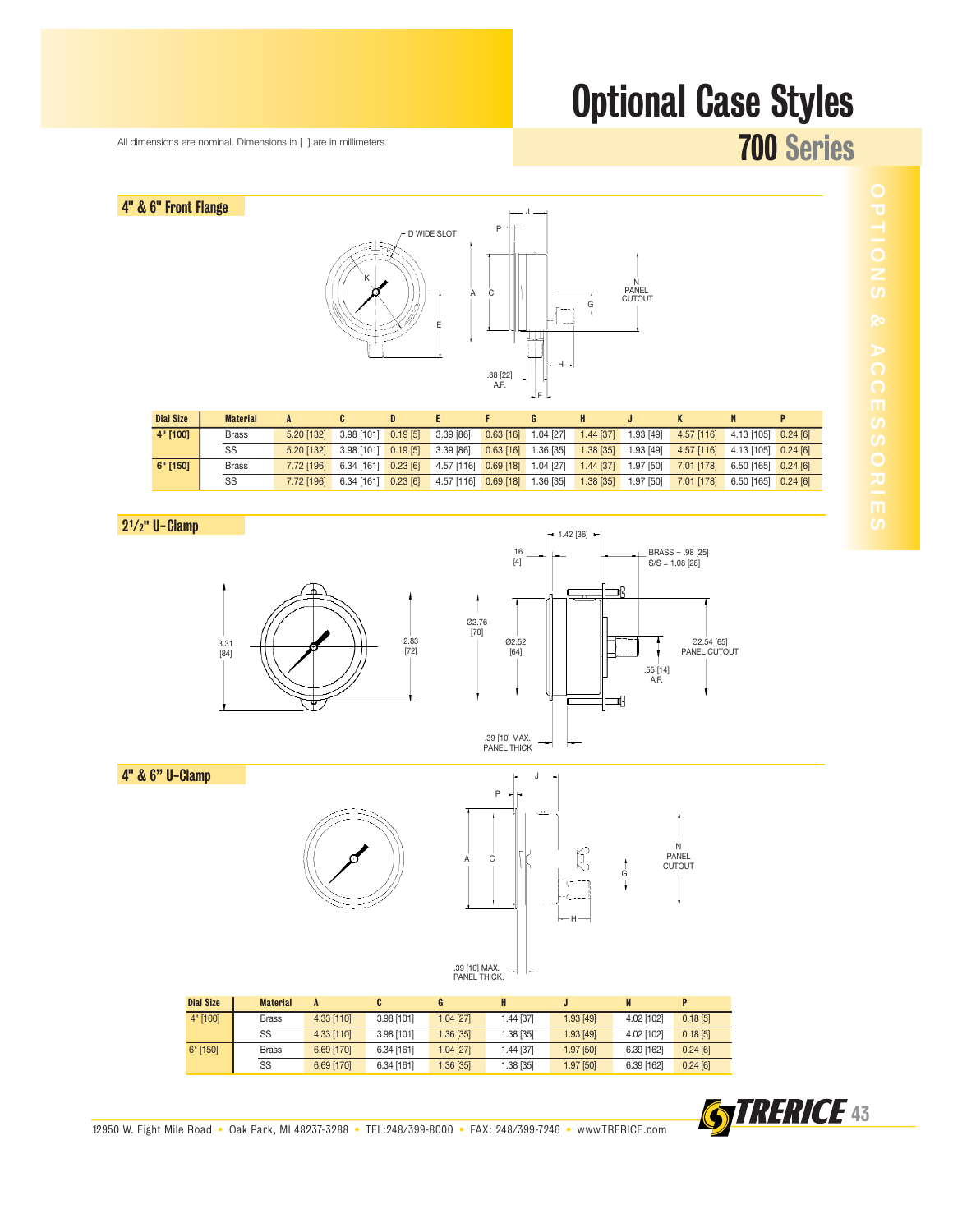# Optional Case Styles

## 700 Series

All dimensions are nominal. Dimensions in [ ] are in millimeters.

### 4" & 6" Front Flange

D WIDE SLOT

K

E

P

J

A

C

G

N
PANEL
CUTOUT

H

.88 [22]
A.F.

F

| Dial Size | Material | A | C | D | E | F | G | H | J | K | N | P |
|---|---|---|---|---|---|---|---|---|---|---|---|---|
| 4" [100] | Brass | 5.20 [132] | 3.98 [101] | 0.19 [5] | 3.39 [86] | 0.63 [16] | 1.04 [27] | 1.44 [37] | 1.93 [49] | 4.57 [116] | 4.13 [105] | 0.24 [6] |
| | SS | 5.20 [132] | 3.98 [101] | 0.19 [5] | 3.39 [86] | 0.63 [16] | 1.36 [35] | 1.38 [35] | 1.93 [49] | 4.57 [116] | 4.13 [105] | 0.24 [6] |
| 6" [150] | Brass | 7.72 [196] | 6.34 [161] | 0.23 [6] | 4.57 [116] | 0.69 [18] | 1.04 [27] | 1.44 [37] | 1.97 [50] | 7.01 [178] | 6.50 [165] | 0.24 [6] |
| | SS | 7.72 [196] | 6.34 [161] | 0.23 [6] | 4.57 [116] | 0.69 [18] | 1.36 [35] | 1.38 [35] | 1.97 [50] | 7.01 [178] | 6.50 [165] | 0.24 [6] |

### 2½" U-Clamp

3.31
[84]

2.83
[72]

1.42 [36]

.16
[4]

BRASS = .98 [25]
S/S = 1.08 [28]

Ø2.76
[70]

Ø2.52
[64]

Ø2.54 [65]
PANEL CUTOUT

.55 [14]
A.F.

.39 [10] MAX.
PANEL THICK

### 4" & 6" U-Clamp

J

P

A

C

N
PANEL
CUTOUT

G

H

.39 [10] MAX.
PANEL THICK.

| Dial Size | Material | A | C | G | H | J | N | P |
|---|---|---|---|---|---|---|---|---|
| 4" [100] | Brass | 4.33 [110] | 3.98 [101] | 1.04 [27] | 1.44 [37] | 1.93 [49] | 4.02 [102] | 0.18 [5] |
| | SS | 4.33 [110] | 3.98 [101] | 1.36 [35] | 1.38 [35] | 1.93 [49] | 4.02 [102] | 0.18 [5] |
| 6" [150] | Brass | 6.69 [170] | 6.34 [161] | 1.04 [27] | 1.44 [37] | 1.97 [50] | 6.39 [162] | 0.24 [6] |
| | SS | 6.69 [170] | 6.34 [161] | 1.36 [35] | 1.38 [35] | 1.97 [50] | 6.39 [162] | 0.24 [6] |

12950 W. Eight Mile Road • Oak Park, MI 48237-3288 • TEL:248/399-8000 • FAX: 248/399-7246 • www.TRERICE.com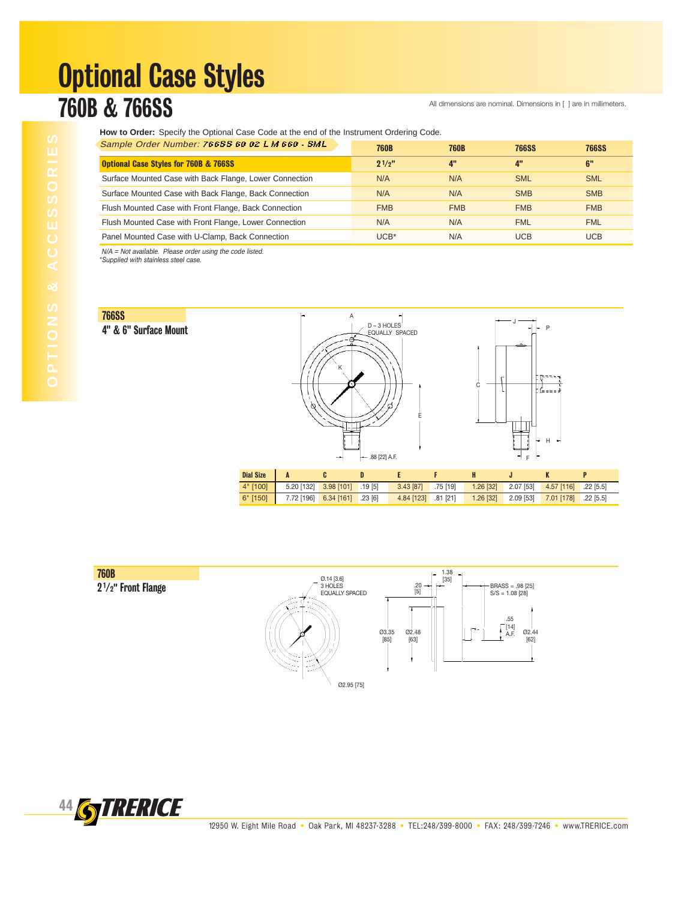# Optional Case Styles

## 760B & 766SS

All dimensions are nominal. Dimensions in [ ] are in millimeters.

**How to Order:** Specify the Optional Case Code at the end of the Instrument Ordering Code.

*Sample Order Number: 766SS 60 02 L M 660 - SML*

| | 760B | 760B | 766SS | 766SS |
|---|---|---|---|---|
| **Optional Case Styles for 760B & 766SS** | **2 1/2"** | **4"** | **4"** | **6"** |
| Surface Mounted Case with Back Flange, Lower Connection | N/A | N/A | SML | SML |
| Surface Mounted Case with Back Flange, Back Connection | N/A | N/A | SMB | SMB |
| Flush Mounted Case with Front Flange, Back Connection | FMB | FMB | FMB | FMB |
| Flush Mounted Case with Front Flange, Lower Connection | N/A | N/A | FML | FML |
| Panel Mounted Case with U-Clamp, Back Connection | UCB* | N/A | UCB | UCB |

*N/A = Not available. Please order using the code listed.*
*Supplied with stainless steel case.*

### 766SS
### 4" & 6" Surface Mount

A
D – 3 HOLES EQUALLY SPACED
K
E
.88 [22] A.F.
J
P
C
H
F

| Dial Size | A | C | D | E | F | H | J | K | P |
|---|---|---|---|---|---|---|---|---|---|
| 4" [100] | 5.20 [132] | 3.98 [101] | .19 [5] | 3.43 [87] | .75 [19] | 1.26 [32] | 2.07 [53] | 4.57 [116] | .22 [5.5] |
| 6" [150] | 7.72 [196] | 6.34 [161] | .23 [6] | 4.84 [123] | .81 [21] | 1.26 [32] | 2.09 [53] | 7.01 [178] | .22 [5.5] |

### 760B
### 2 1/2" Front Flange

Ø.14 [3.6]
3 HOLES
EQUALLY SPACED
Ø2.95 [75]
1.38
[35]
.20
[5]
BRASS = .98 [25]
S/S = 1.08 [28]
.55
[14]
A.F.
Ø3.35
[85]
Ø2.48
[63]
Ø2.44
[62]

TRERICE

12950 W. Eight Mile Road • Oak Park, MI 48237-3288 • TEL:248/399-8000 • FAX: 248/399-7246 • www.TRERICE.com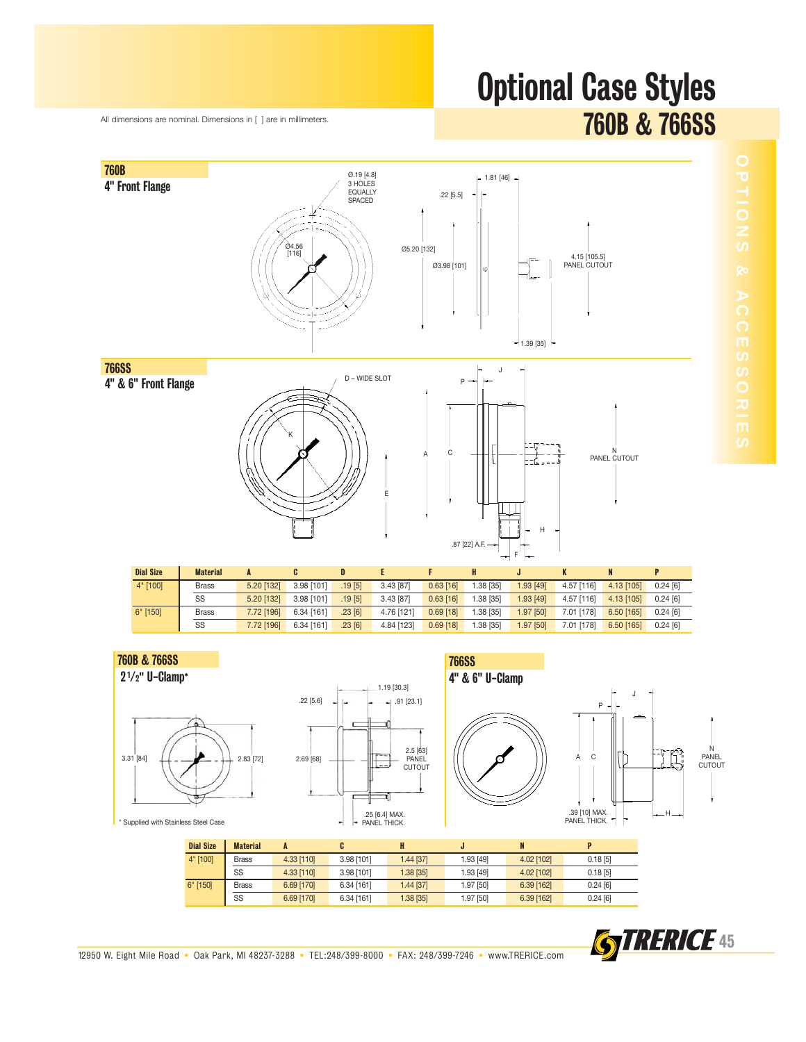# Optional Case Styles

## 760B & 766SS

All dimensions are nominal. Dimensions in [ ] are in millimeters.

OPTIONS & ACCESSORIES

### 760B
**4" Front Flange**

Ø.19 [4.8]
3 HOLES
EQUALLY
SPACED

Ø4.56
[116]

Ø5.20 [132]

Ø3.98 [101]

.22 [5.5]

1.81 [46]

4.15 [105.5]
PANEL CUTOUT

1.39 [35]

### 766SS
**4" & 6" Front Flange**

D – WIDE SLOT

K

E

A

C

P

J

N
PANEL CUTOUT

H

.87 [22] A.F.

F

| Dial Size | Material | A | C | D | E | F | H | J | K | N | P |
|---|---|---|---|---|---|---|---|---|---|---|---|
| 4" [100] | Brass | 5.20 [132] | 3.98 [101] | .19 [5] | 3.43 [87] | 0.63 [16] | 1.38 [35] | 1.93 [49] | 4.57 [116] | 4.13 [105] | 0.24 [6] |
| | SS | 5.20 [132] | 3.98 [101] | .19 [5] | 3.43 [87] | 0.63 [16] | 1.38 [35] | 1.93 [49] | 4.57 [116] | 4.13 [105] | 0.24 [6] |
| 6" [150] | Brass | 7.72 [196] | 6.34 [161] | .23 [6] | 4.76 [121] | 0.69 [18] | 1.38 [35] | 1.97 [50] | 7.01 [178] | 6.50 [165] | 0.24 [6] |
| | SS | 7.72 [196] | 6.34 [161] | .23 [6] | 4.84 [123] | 0.69 [18] | 1.38 [35] | 1.97 [50] | 7.01 [178] | 6.50 [165] | 0.24 [6] |

### 760B & 766SS
**2½" U-Clamp***

3.31 [84]

2.83 [72]

.22 [5.6]

1.19 [30.3]

.91 [23.1]

2.69 [68]

2.5 [63]
PANEL
CUTOUT

.25 [6.4] MAX.
PANEL THICK.

\* Supplied with Stainless Steel Case

### 766SS
**4" & 6" U-Clamp**

P

J

A

C

N
PANEL
CUTOUT

.39 [10] MAX.
PANEL THICK.

H

| Dial Size | Material | A | C | H | J | N | P |
|---|---|---|---|---|---|---|---|
| 4" [100] | Brass | 4.33 [110] | 3.98 [101] | 1.44 [37] | 1.93 [49] | 4.02 [102] | 0.18 [5] |
| | SS | 4.33 [110] | 3.98 [101] | 1.38 [35] | 1.93 [49] | 4.02 [102] | 0.18 [5] |
| 6" [150] | Brass | 6.69 [170] | 6.34 [161] | 1.44 [37] | 1.97 [50] | 6.39 [162] | 0.24 [6] |
| | SS | 6.69 [170] | 6.34 [161] | 1.38 [35] | 1.97 [50] | 6.39 [162] | 0.24 [6] |

TRERICE

12950 W. Eight Mile Road • Oak Park, MI 48237-3288 • TEL:248/399-8000 • FAX: 248/399-7246 • www.TRERICE.com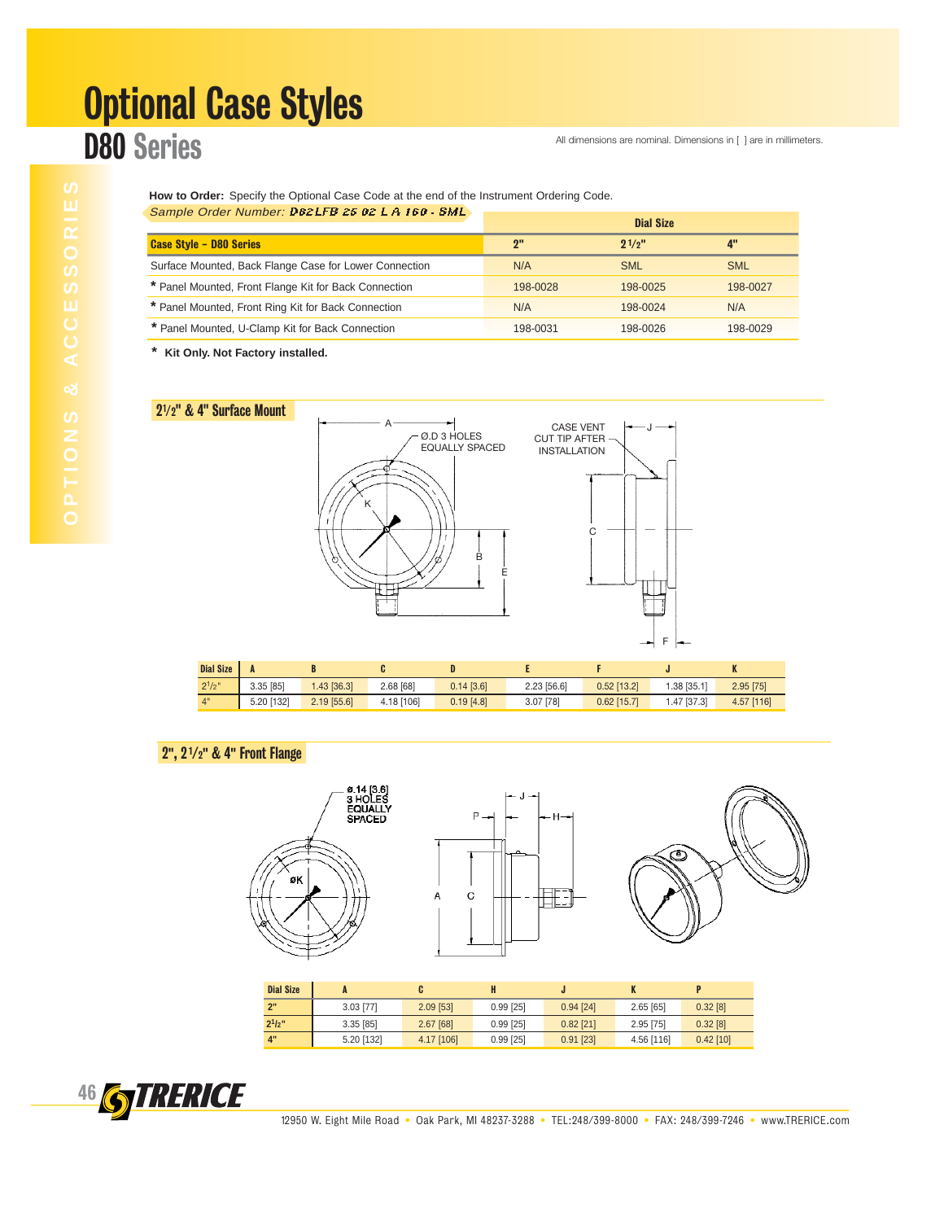# Optional Case Styles

## D80 Series

All dimensions are nominal. Dimensions in [ ] are in millimeters.

**How to Order:** Specify the Optional Case Code at the end of the Instrument Ordering Code.

*Sample Order Number: D82LFB 25 02 L A 160 - SML*

| Case Style – D80 Series | Dial Size | | |
|---|---|---|---|
| | 2" | 2 1/2" | 4" |
| Surface Mounted, Back Flange Case for Lower Connection | N/A | SML | SML |
| * Panel Mounted, Front Flange Kit for Back Connection | 198-0028 | 198-0025 | 198-0027 |
| * Panel Mounted, Front Ring Kit for Back Connection | N/A | 198-0024 | N/A |
| * Panel Mounted, U-Clamp Kit for Back Connection | 198-0031 | 198-0026 | 198-0029 |

**\* Kit Only. Not Factory installed.**

### 2 1/2" & 4" Surface Mount

A, Ø.D 3 HOLES EQUALLY SPACED, K, B, E, CASE VENT CUT TIP AFTER INSTALLATION, J, C, F

| Dial Size | A | B | C | D | E | F | J | K |
|---|---|---|---|---|---|---|---|---|
| 2 1/2" | 3.35 [85] | 1.43 [36.3] | 2.68 [68] | 0.14 [3.6] | 2.23 [56.6] | 0.52 [13.2] | 1.38 [35.1] | 2.95 [75] |
| 4" | 5.20 [132] | 2.19 [55.6] | 4.18 [106] | 0.19 [4.8] | 3.07 [78] | 0.62 [15.7] | 1.47 [37.3] | 4.57 [116] |

### 2", 2 1/2" & 4" Front Flange

ø.14 [3.6] 3 HOLES EQUALLY SPACED, øK, P, J, H, A, C

| Dial Size | A | C | H | J | K | P |
|---|---|---|---|---|---|---|
| 2" | 3.03 [77] | 2.09 [53] | 0.99 [25] | 0.94 [24] | 2.65 [65] | 0.32 [8] |
| 2 1/2" | 3.35 [85] | 2.67 [68] | 0.99 [25] | 0.82 [21] | 2.95 [75] | 0.32 [8] |
| 4" | 5.20 [132] | 4.17 [106] | 0.99 [25] | 0.91 [23] | 4.56 [116] | 0.42 [10] |

TRERICE

12950 W. Eight Mile Road • Oak Park, MI 48237-3288 • TEL:248/399-8000 • FAX: 248/399-7246 • www.TRERICE.com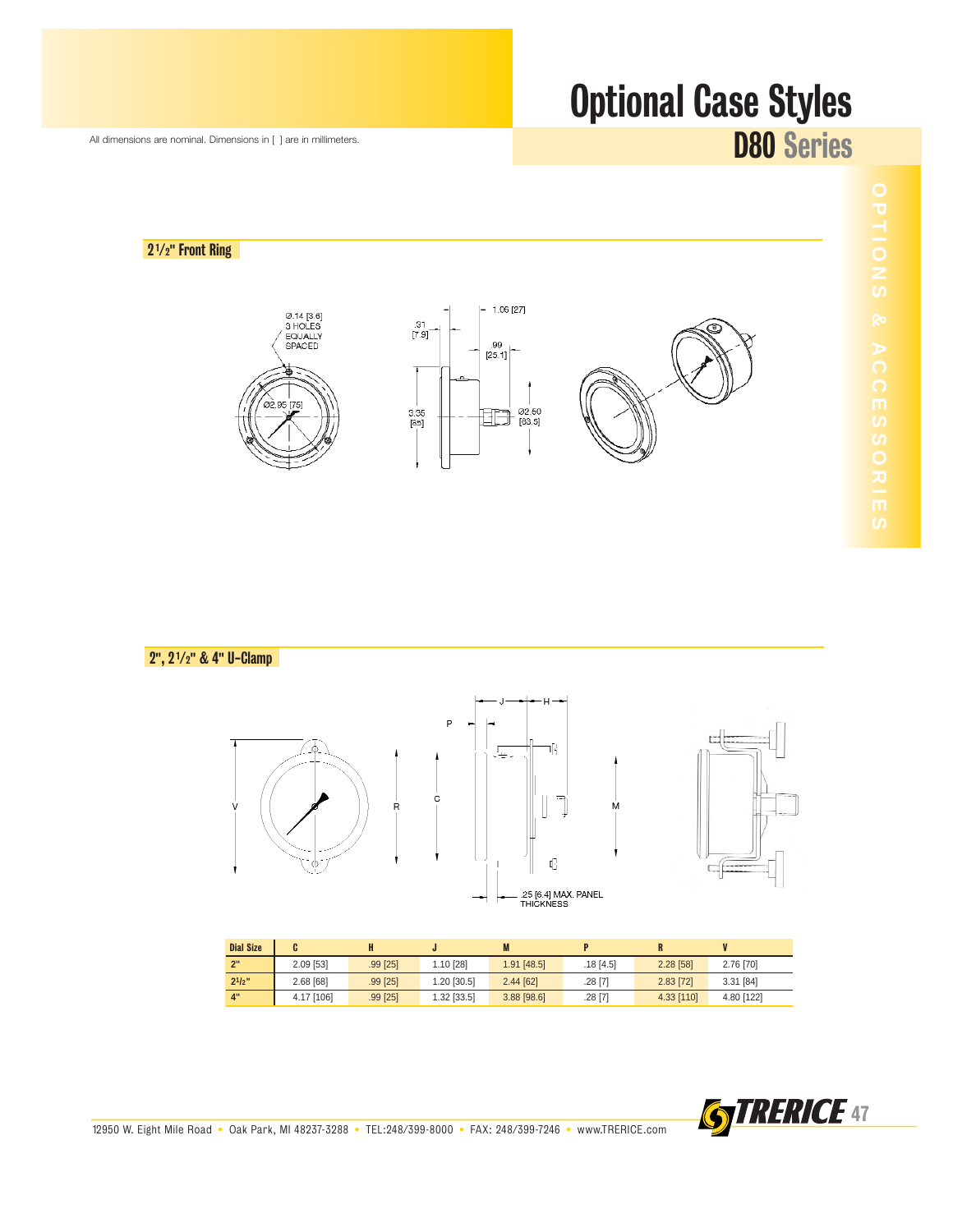# Optional Case Styles

## D80 Series

All dimensions are nominal. Dimensions in [ ] are in millimeters.

### 2½" Front Ring

Ø.14 [3.6] 3 HOLES EQUALLY SPACED

Ø2.95 [75]

.31 [7.9]

1.06 [27]

.99 [25.1]

3.35 [85]

Ø2.50 [63.5]

### 2", 2½" & 4" U-Clamp

.25 [6.4] MAX. PANEL THICKNESS

| Dial Size | C | H | J | M | P | R | V |
|---|---|---|---|---|---|---|---|
| 2" | 2.09 [53] | .99 [25] | 1.10 [28] | 1.91 [48.5] | .18 [4.5] | 2.28 [58] | 2.76 [70] |
| 2½" | 2.68 [68] | .99 [25] | 1.20 [30.5] | 2.44 [62] | .28 [7] | 2.83 [72] | 3.31 [84] |
| 4" | 4.17 [106] | .99 [25] | 1.32 [33.5] | 3.88 [98.6] | .28 [7] | 4.33 [110] | 4.80 [122] |

12950 W. Eight Mile Road • Oak Park, MI 48237-3288 • TEL:248/399-8000 • FAX: 248/399-7246 • www.TRERICE.com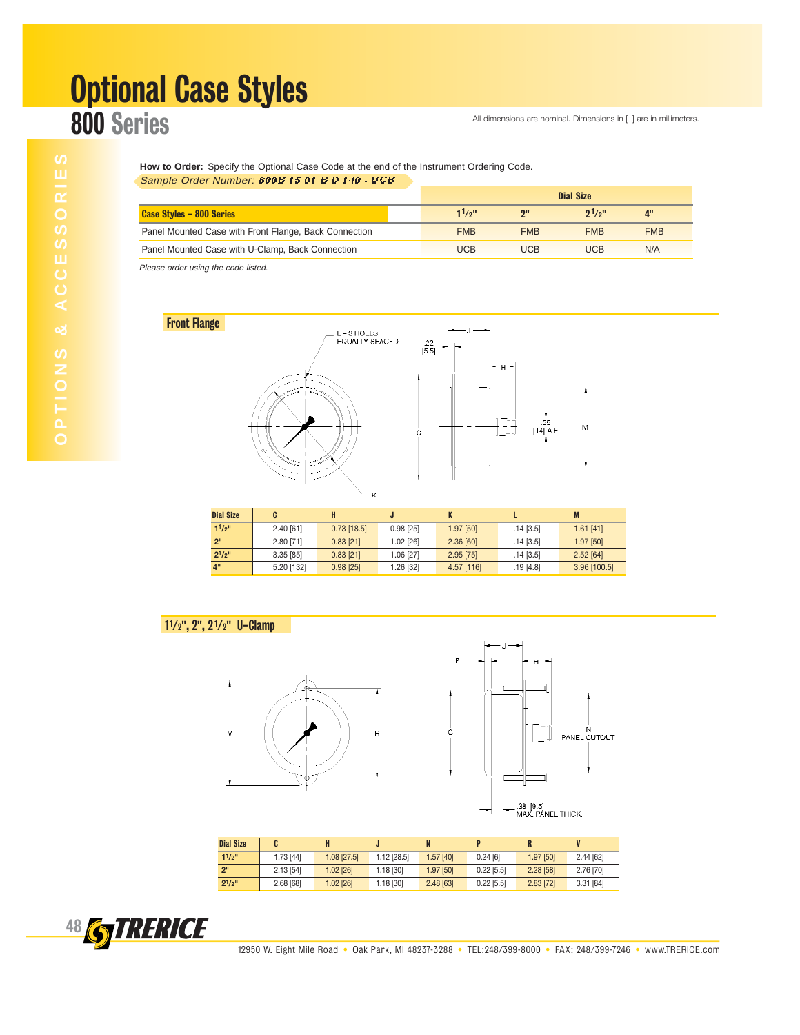# Optional Case Styles

## 800 Series

All dimensions are nominal. Dimensions in [ ] are in millimeters.

**How to Order:** Specify the Optional Case Code at the end of the Instrument Ordering Code.

*Sample Order Number: 800B 15 01 B D 140 - UCB*

| Case Styles – 800 Series | Dial Size 1½" | 2" | 2½" | 4" |
|---|---|---|---|---|
| Panel Mounted Case with Front Flange, Back Connection | FMB | FMB | FMB | FMB |
| Panel Mounted Case with U-Clamp, Back Connection | UCB | UCB | UCB | N/A |

*Please order using the code listed.*

### Front Flange

L – 3 HOLES EQUALLY SPACED

.22 [5.5]

.55 [14] A.F.

J H C M K

| Dial Size | C | H | J | K | L | M |
|---|---|---|---|---|---|---|
| 1½" | 2.40 [61] | 0.73 [18.5] | 0.98 [25] | 1.97 [50] | .14 [3.5] | 1.61 [41] |
| 2" | 2.80 [71] | 0.83 [21] | 1.02 [26] | 2.36 [60] | .14 [3.5] | 1.97 [50] |
| 2½" | 3.35 [85] | 0.83 [21] | 1.06 [27] | 2.95 [75] | .14 [3.5] | 2.52 [64] |
| 4" | 5.20 [132] | 0.98 [25] | 1.26 [32] | 4.57 [116] | .19 [4.8] | 3.96 [100.5] |

### 1½", 2", 2½" U-Clamp

V R P J H C

N PANEL CUTOUT

.38 [9.5] MAX. PANEL THICK.

| Dial Size | C | H | J | N | P | R | V |
|---|---|---|---|---|---|---|---|
| 1½" | 1.73 [44] | 1.08 [27.5] | 1.12 [28.5] | 1.57 [40] | 0.24 [6] | 1.97 [50] | 2.44 [62] |
| 2" | 2.13 [54] | 1.02 [26] | 1.18 [30] | 1.97 [50] | 0.22 [5.5] | 2.28 [58] | 2.76 [70] |
| 2½" | 2.68 [68] | 1.02 [26] | 1.18 [30] | 2.48 [63] | 0.22 [5.5] | 2.83 [72] | 3.31 [84] |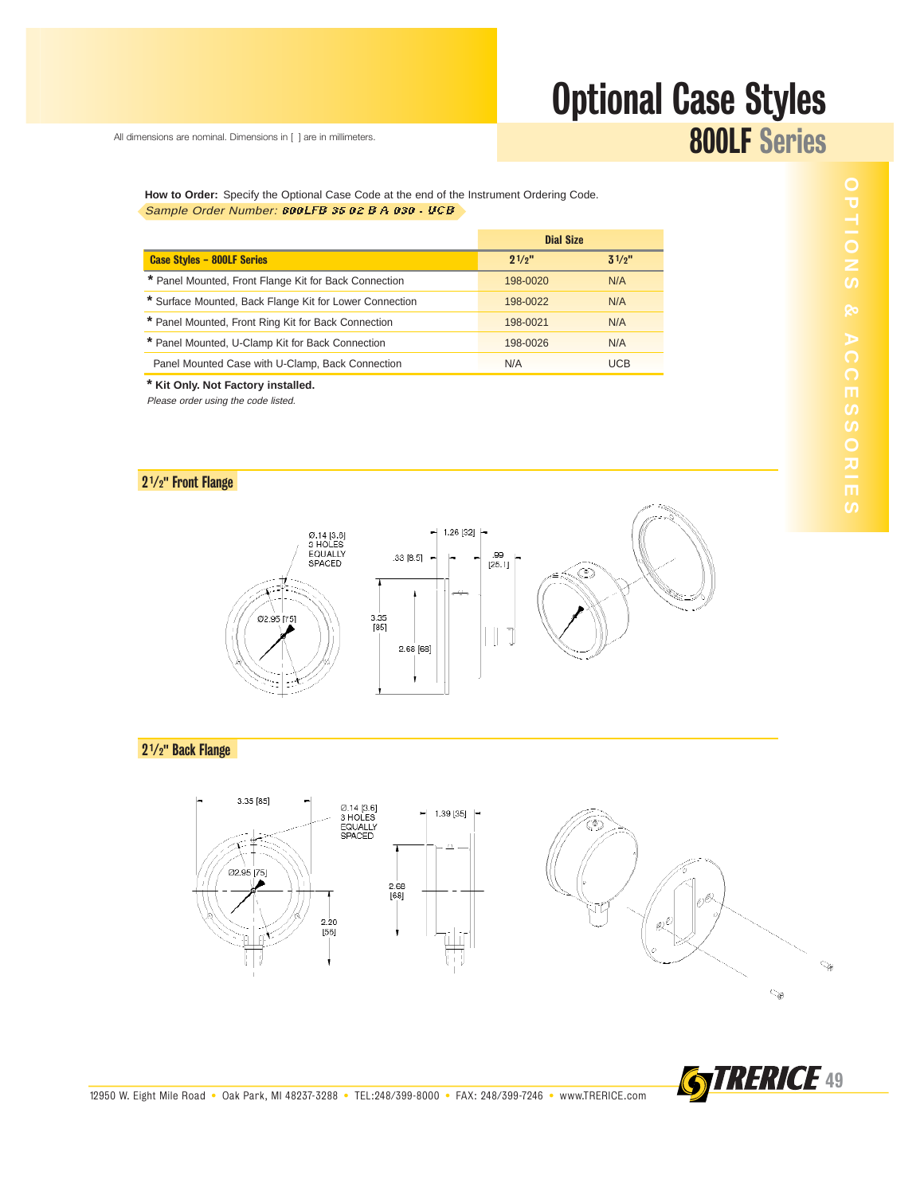# Optional Case Styles

## 800LF Series

All dimensions are nominal. Dimensions in [ ] are in millimeters.

**How to Order:** Specify the Optional Case Code at the end of the Instrument Ordering Code.
*Sample Order Number: 800LFB 35 02 B A 030 - UCB*

| | Dial Size | |
|---|---|---|
| **Case Styles – 800LF Series** | **2 1/2"** | **3 1/2"** |
| * Panel Mounted, Front Flange Kit for Back Connection | 198-0020 | N/A |
| * Surface Mounted, Back Flange Kit for Lower Connection | 198-0022 | N/A |
| * Panel Mounted, Front Ring Kit for Back Connection | 198-0021 | N/A |
| * Panel Mounted, U-Clamp Kit for Back Connection | 198-0026 | N/A |
| Panel Mounted Case with U-Clamp, Back Connection | N/A | UCB |

**\* Kit Only. Not Factory installed.**
*Please order using the code listed.*

### 2 1/2" Front Flange

Ø.14 [3.6]
3 HOLES
EQUALLY
SPACED

Ø2.95 [75]

1.26 [32]

.33 [8.5]

.99
[25.1]

3.35
[85]

2.68 [68]

### 2 1/2" Back Flange

3.35 [85]

Ø.14 [3.6]
3 HOLES
EQUALLY
SPACED

Ø2.95 [75]

2.20
[56]

1.39 [35]

2.68
[68]

OPTIONS & ACCESSORIES

12950 W. Eight Mile Road • Oak Park, MI 48237-3288 • TEL:248/399-8000 • FAX: 248/399-7246 • www.TRERICE.com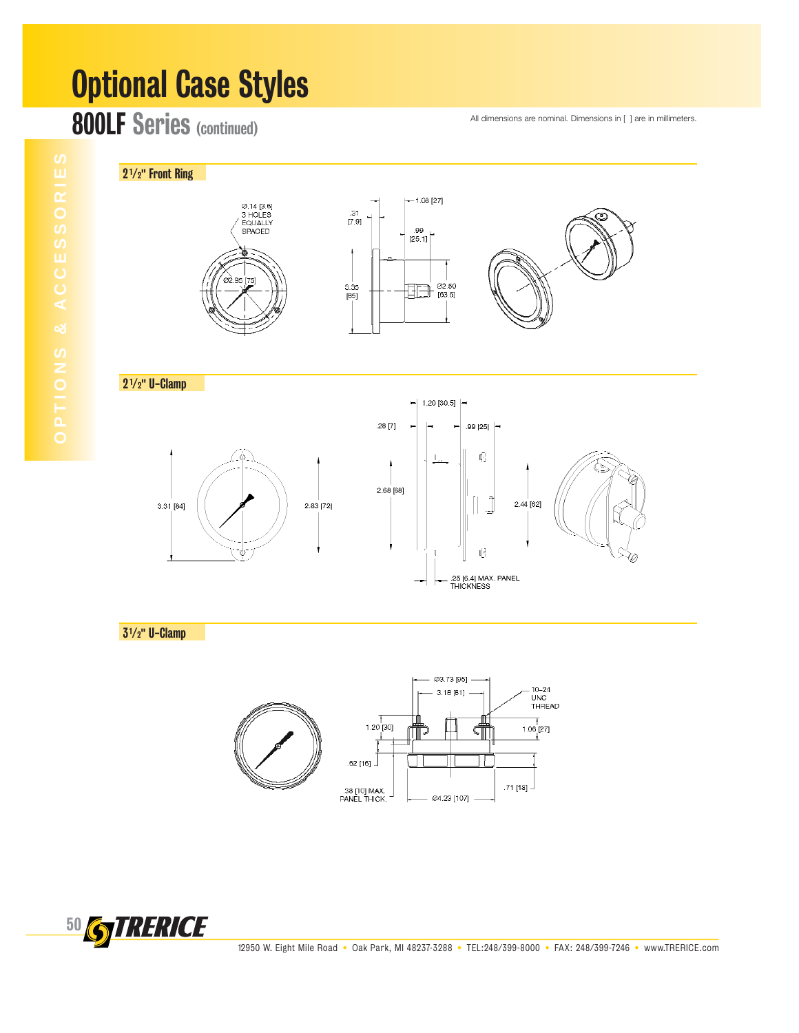# Optional Case Styles

## 800LF Series (continued)

All dimensions are nominal. Dimensions in [ ] are in millimeters.

### 2½" Front Ring

Ø.14 [3.6]
3 HOLES
EQUALLY
SPACED

Ø2.95 [75]

.31
[7.9]

1.06 [27]

.99
[25.1]

3.35
[85]

Ø2.50
[63.5]

### 2½" U-Clamp

3.31 [84]

2.83 [72]

1.20 [30.5]

.28 [7]

.99 [25]

2.68 [68]

2.44 [62]

.25 [6.4] MAX. PANEL
THICKNESS

### 3½" U-Clamp

Ø3.73 [95]

3.18 [81]

10-24
UNC
THREAD

1.20 [30]

1.06 [27]

.62 [16]

.38 [10] MAX.
PANEL THICK.

Ø4.23 [107]

.71 [18]

12950 W. Eight Mile Road • Oak Park, MI 48237-3288 • TEL:248/399-8000 • FAX: 248/399-7246 • www.TRERICE.com